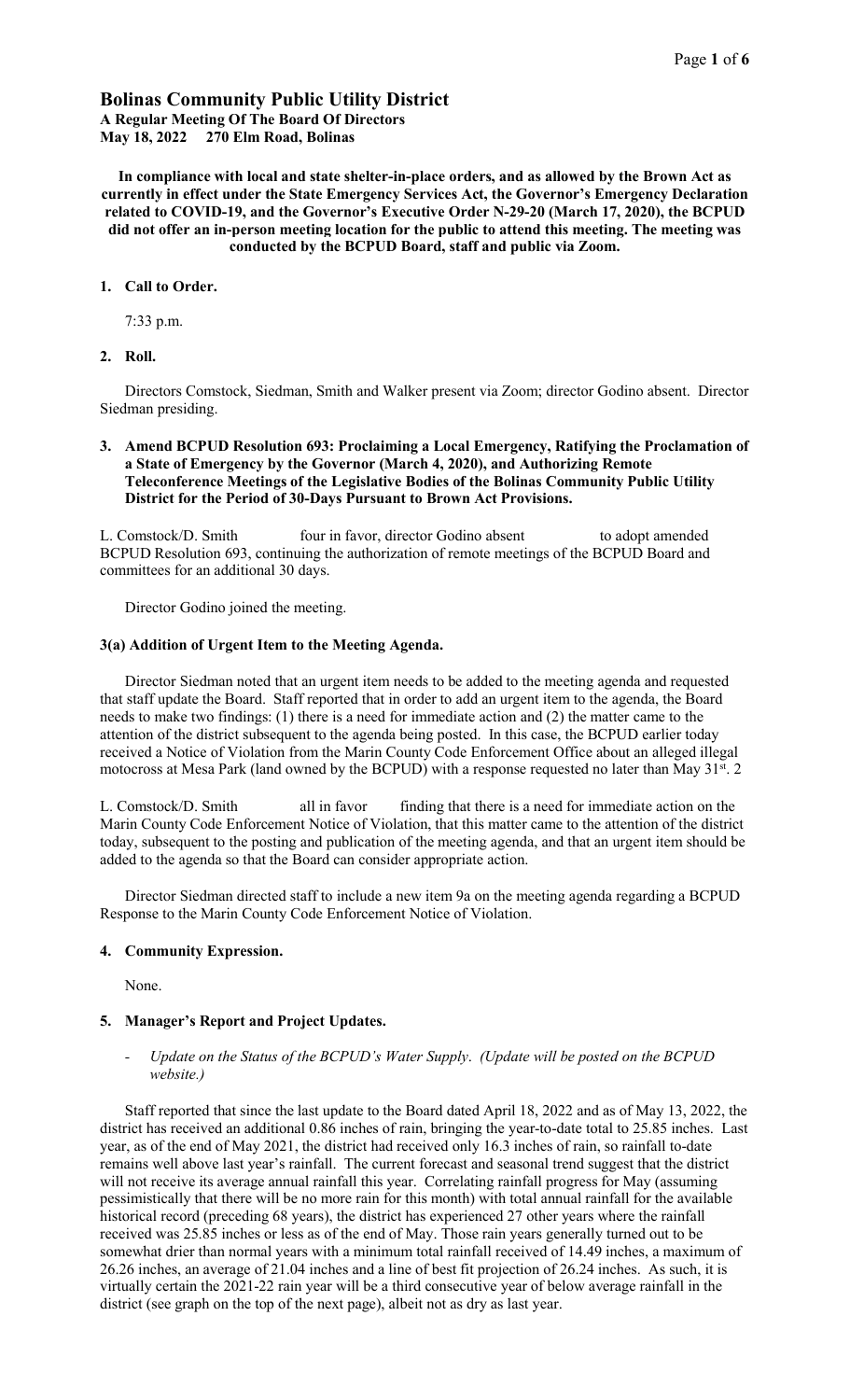# Bolinas Community Public Utility District

**A Regular Meeting Of The Board Of Directors**
**May 18, 2022 270 Elm Road, Bolinas**

**In compliance with local and state shelter-in-place orders, and as allowed by the Brown Act as currently in effect under the State Emergency Services Act, the Governor's Emergency Declaration related to COVID-19, and the Governor's Executive Order N-29-20 (March 17, 2020), the BCPUD did not offer an in-person meeting location for the public to attend this meeting. The meeting was conducted by the BCPUD Board, staff and public via Zoom.**

## 1. Call to Order.

7:33 p.m.

## 2. Roll.

Directors Comstock, Siedman, Smith and Walker present via Zoom; director Godino absent. Director Siedman presiding.

## 3. Amend BCPUD Resolution 693: Proclaiming a Local Emergency, Ratifying the Proclamation of a State of Emergency by the Governor (March 4, 2020), and Authorizing Remote Teleconference Meetings of the Legislative Bodies of the Bolinas Community Public Utility District for the Period of 30-Days Pursuant to Brown Act Provisions.

L. Comstock/D. Smith four in favor, director Godino absent to adopt amended BCPUD Resolution 693, continuing the authorization of remote meetings of the BCPUD Board and committees for an additional 30 days.

Director Godino joined the meeting.

### 3(a) Addition of Urgent Item to the Meeting Agenda.

Director Siedman noted that an urgent item needs to be added to the meeting agenda and requested that staff update the Board. Staff reported that in order to add an urgent item to the agenda, the Board needs to make two findings: (1) there is a need for immediate action and (2) the matter came to the attention of the district subsequent to the agenda being posted. In this case, the BCPUD earlier today received a Notice of Violation from the Marin County Code Enforcement Office about an alleged illegal motocross at Mesa Park (land owned by the BCPUD) with a response requested no later than May 31st. 2

L. Comstock/D. Smith all in favor finding that there is a need for immediate action on the Marin County Code Enforcement Notice of Violation, that this matter came to the attention of the district today, subsequent to the posting and publication of the meeting agenda, and that an urgent item should be added to the agenda so that the Board can consider appropriate action.

Director Siedman directed staff to include a new item 9a on the meeting agenda regarding a BCPUD Response to the Marin County Code Enforcement Notice of Violation.

## 4. Community Expression.

None.

## 5. Manager's Report and Project Updates.

- *Update on the Status of the BCPUD's Water Supply*. *(Update will be posted on the BCPUD website.)*

Staff reported that since the last update to the Board dated April 18, 2022 and as of May 13, 2022, the district has received an additional 0.86 inches of rain, bringing the year-to-date total to 25.85 inches. Last year, as of the end of May 2021, the district had received only 16.3 inches of rain, so rainfall to-date remains well above last year's rainfall. The current forecast and seasonal trend suggest that the district will not receive its average annual rainfall this year. Correlating rainfall progress for May (assuming pessimistically that there will be no more rain for this month) with total annual rainfall for the available historical record (preceding 68 years), the district has experienced 27 other years where the rainfall received was 25.85 inches or less as of the end of May. Those rain years generally turned out to be somewhat drier than normal years with a minimum total rainfall received of 14.49 inches, a maximum of 26.26 inches, an average of 21.04 inches and a line of best fit projection of 26.24 inches. As such, it is virtually certain the 2021-22 rain year will be a third consecutive year of below average rainfall in the district (see graph on the top of the next page), albeit not as dry as last year.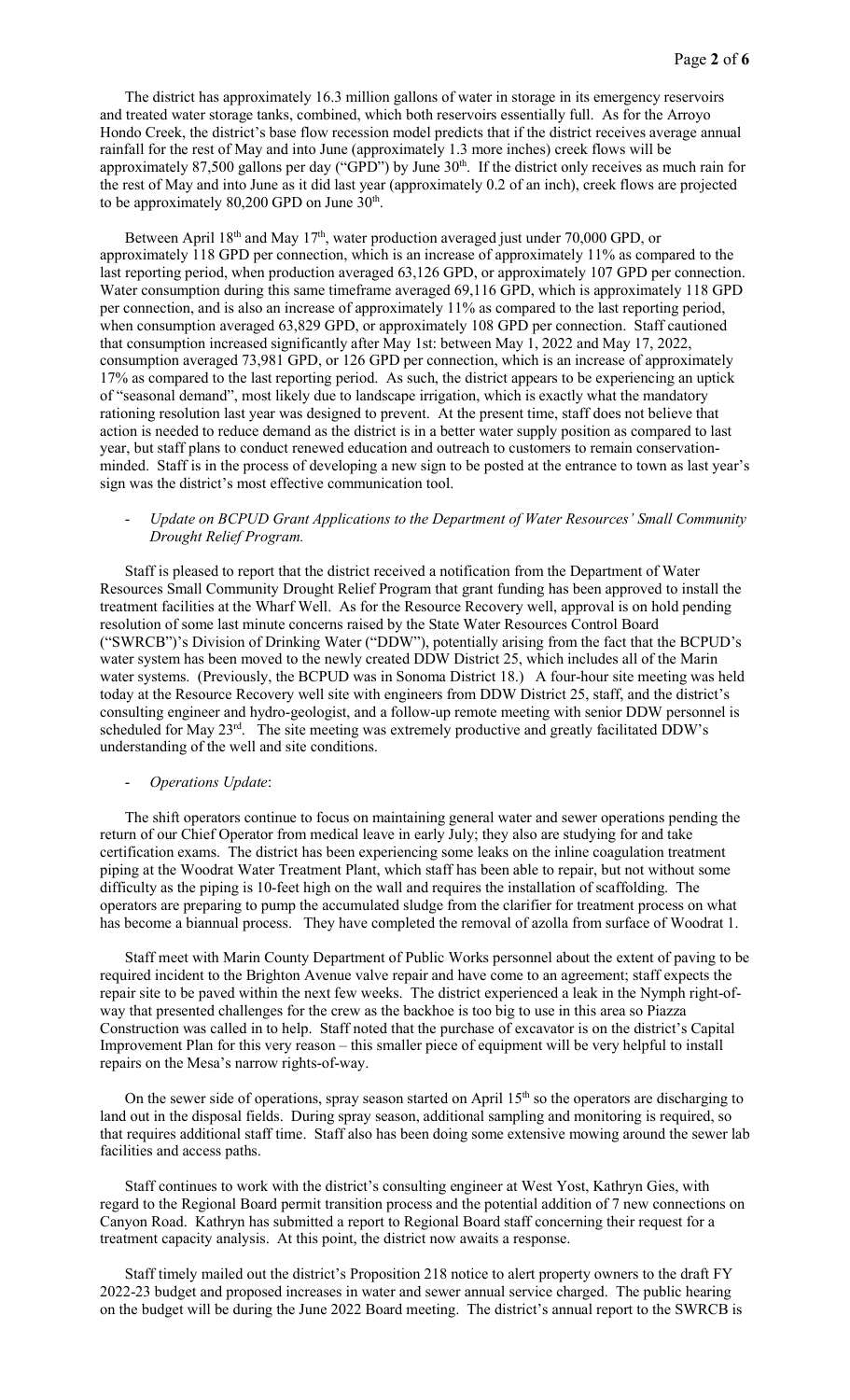The district has approximately 16.3 million gallons of water in storage in its emergency reservoirs and treated water storage tanks, combined, which both reservoirs essentially full. As for the Arroyo Hondo Creek, the district's base flow recession model predicts that if the district receives average annual rainfall for the rest of May and into June (approximately 1.3 more inches) creek flows will be approximately 87,500 gallons per day ("GPD") by June 30th. If the district only receives as much rain for the rest of May and into June as it did last year (approximately 0.2 of an inch), creek flows are projected to be approximately 80,200 GPD on June 30th.

Between April 18th and May 17th, water production averaged just under 70,000 GPD, or approximately 118 GPD per connection, which is an increase of approximately 11% as compared to the last reporting period, when production averaged 63,126 GPD, or approximately 107 GPD per connection. Water consumption during this same timeframe averaged 69,116 GPD, which is approximately 118 GPD per connection, and is also an increase of approximately 11% as compared to the last reporting period, when consumption averaged 63,829 GPD, or approximately 108 GPD per connection. Staff cautioned that consumption increased significantly after May 1st: between May 1, 2022 and May 17, 2022, consumption averaged 73,981 GPD, or 126 GPD per connection, which is an increase of approximately 17% as compared to the last reporting period. As such, the district appears to be experiencing an uptick of "seasonal demand", most likely due to landscape irrigation, which is exactly what the mandatory rationing resolution last year was designed to prevent. At the present time, staff does not believe that action is needed to reduce demand as the district is in a better water supply position as compared to last year, but staff plans to conduct renewed education and outreach to customers to remain conservation-minded. Staff is in the process of developing a new sign to be posted at the entrance to town as last year's sign was the district's most effective communication tool.

- *Update on BCPUD Grant Applications to the Department of Water Resources' Small Community Drought Relief Program.*

Staff is pleased to report that the district received a notification from the Department of Water Resources Small Community Drought Relief Program that grant funding has been approved to install the treatment facilities at the Wharf Well. As for the Resource Recovery well, approval is on hold pending resolution of some last minute concerns raised by the State Water Resources Control Board ("SWRCB")'s Division of Drinking Water ("DDW"), potentially arising from the fact that the BCPUD's water system has been moved to the newly created DDW District 25, which includes all of the Marin water systems. (Previously, the BCPUD was in Sonoma District 18.) A four-hour site meeting was held today at the Resource Recovery well site with engineers from DDW District 25, staff, and the district's consulting engineer and hydro-geologist, and a follow-up remote meeting with senior DDW personnel is scheduled for May 23rd. The site meeting was extremely productive and greatly facilitated DDW's understanding of the well and site conditions.

- *Operations Update*:

The shift operators continue to focus on maintaining general water and sewer operations pending the return of our Chief Operator from medical leave in early July; they also are studying for and take certification exams. The district has been experiencing some leaks on the inline coagulation treatment piping at the Woodrat Water Treatment Plant, which staff has been able to repair, but not without some difficulty as the piping is 10-feet high on the wall and requires the installation of scaffolding. The operators are preparing to pump the accumulated sludge from the clarifier for treatment process on what has become a biannual process. They have completed the removal of azolla from surface of Woodrat 1.

Staff meet with Marin County Department of Public Works personnel about the extent of paving to be required incident to the Brighton Avenue valve repair and have come to an agreement; staff expects the repair site to be paved within the next few weeks. The district experienced a leak in the Nymph right-of-way that presented challenges for the crew as the backhoe is too big to use in this area so Piazza Construction was called in to help. Staff noted that the purchase of excavator is on the district's Capital Improvement Plan for this very reason – this smaller piece of equipment will be very helpful to install repairs on the Mesa's narrow rights-of-ways.

On the sewer side of operations, spray season started on April 15th so the operators are discharging to land out in the disposal fields. During spray season, additional sampling and monitoring is required, so that requires additional staff time. Staff also has been doing some extensive mowing around the sewer lab facilities and access paths.

Staff continues to work with the district's consulting engineer at West Yost, Kathryn Gies, with regard to the Regional Board permit transition process and the potential addition of 7 new connections on Canyon Road. Kathryn has submitted a report to Regional Board staff concerning their request for a treatment capacity analysis. At this point, the district now awaits a response.

Staff timely mailed out the district's Proposition 218 notice to alert property owners to the draft FY 2022-23 budget and proposed increases in water and sewer annual service charged. The public hearing on the budget will be during the June 2022 Board meeting. The district's annual report to the SWRCB is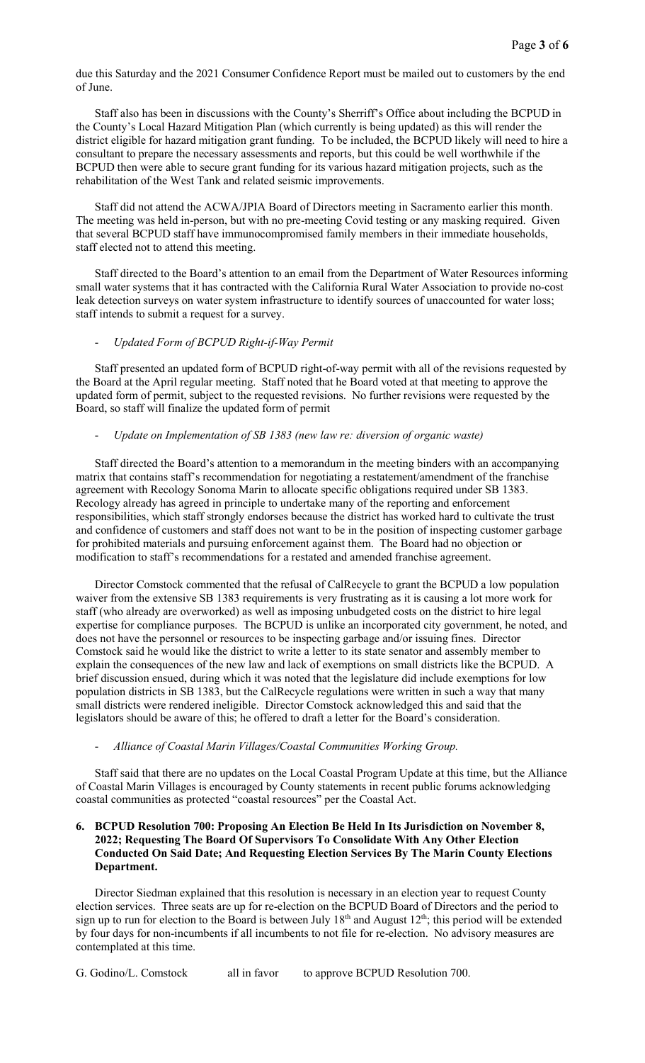due this Saturday and the 2021 Consumer Confidence Report must be mailed out to customers by the end of June.

Staff also has been in discussions with the County's Sherriff's Office about including the BCPUD in the County's Local Hazard Mitigation Plan (which currently is being updated) as this will render the district eligible for hazard mitigation grant funding. To be included, the BCPUD likely will need to hire a consultant to prepare the necessary assessments and reports, but this could be well worthwhile if the BCPUD then were able to secure grant funding for its various hazard mitigation projects, such as the rehabilitation of the West Tank and related seismic improvements.

Staff did not attend the ACWA/JPIA Board of Directors meeting in Sacramento earlier this month. The meeting was held in-person, but with no pre-meeting Covid testing or any masking required. Given that several BCPUD staff have immunocompromised family members in their immediate households, staff elected not to attend this meeting.

Staff directed to the Board's attention to an email from the Department of Water Resources informing small water systems that it has contracted with the California Rural Water Association to provide no-cost leak detection surveys on water system infrastructure to identify sources of unaccounted for water loss; staff intends to submit a request for a survey.

- *Updated Form of BCPUD Right-if-Way Permit*

Staff presented an updated form of BCPUD right-of-way permit with all of the revisions requested by the Board at the April regular meeting. Staff noted that he Board voted at that meeting to approve the updated form of permit, subject to the requested revisions. No further revisions were requested by the Board, so staff will finalize the updated form of permit

- *Update on Implementation of SB 1383 (new law re: diversion of organic waste)*

Staff directed the Board's attention to a memorandum in the meeting binders with an accompanying matrix that contains staff's recommendation for negotiating a restatement/amendment of the franchise agreement with Recology Sonoma Marin to allocate specific obligations required under SB 1383. Recology already has agreed in principle to undertake many of the reporting and enforcement responsibilities, which staff strongly endorses because the district has worked hard to cultivate the trust and confidence of customers and staff does not want to be in the position of inspecting customer garbage for prohibited materials and pursuing enforcement against them. The Board had no objection or modification to staff's recommendations for a restated and amended franchise agreement.

Director Comstock commented that the refusal of CalRecycle to grant the BCPUD a low population waiver from the extensive SB 1383 requirements is very frustrating as it is causing a lot more work for staff (who already are overworked) as well as imposing unbudgeted costs on the district to hire legal expertise for compliance purposes. The BCPUD is unlike an incorporated city government, he noted, and does not have the personnel or resources to be inspecting garbage and/or issuing fines. Director Comstock said he would like the district to write a letter to its state senator and assembly member to explain the consequences of the new law and lack of exemptions on small districts like the BCPUD. A brief discussion ensued, during which it was noted that the legislature did include exemptions for low population districts in SB 1383, but the CalRecycle regulations were written in such a way that many small districts were rendered ineligible. Director Comstock acknowledged this and said that the legislators should be aware of this; he offered to draft a letter for the Board's consideration.

- *Alliance of Coastal Marin Villages/Coastal Communities Working Group.*

Staff said that there are no updates on the Local Coastal Program Update at this time, but the Alliance of Coastal Marin Villages is encouraged by County statements in recent public forums acknowledging coastal communities as protected "coastal resources" per the Coastal Act.

**6. BCPUD Resolution 700: Proposing An Election Be Held In Its Jurisdiction on November 8, 2022; Requesting The Board Of Supervisors To Consolidate With Any Other Election Conducted On Said Date; And Requesting Election Services By The Marin County Elections Department.**

Director Siedman explained that this resolution is necessary in an election year to request County election services. Three seats are up for re-election on the BCPUD Board of Directors and the period to sign up to run for election to the Board is between July 18th and August 12th; this period will be extended by four days for non-incumbents if all incumbents to not file for re-election. No advisory measures are contemplated at this time.

G. Godino/L. Comstock all in favor to approve BCPUD Resolution 700.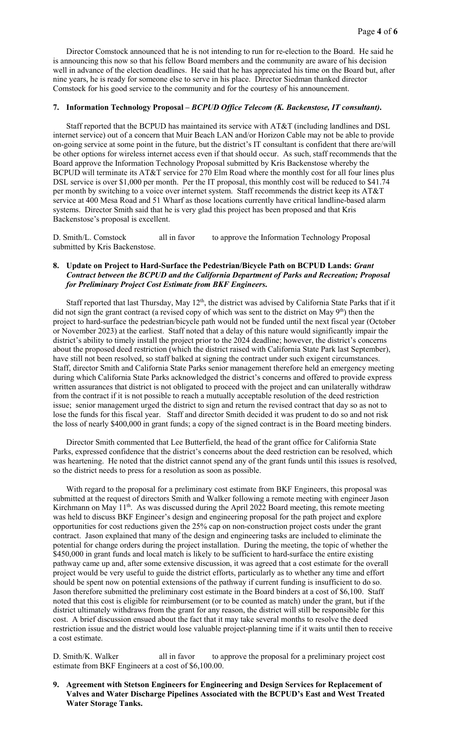Director Comstock announced that he is not intending to run for re-election to the Board. He said he is announcing this now so that his fellow Board members and the community are aware of his decision well in advance of the election deadlines. He said that he has appreciated his time on the Board but, after nine years, he is ready for someone else to serve in his place. Director Siedman thanked director Comstock for his good service to the community and for the courtesy of his announcement.

**7. Information Technology Proposal –** ***BCPUD Office Telecom (K. Backenstose, IT consultant)*****.**

Staff reported that the BCPUD has maintained its service with AT&T (including landlines and DSL internet service) out of a concern that Muir Beach LAN and/or Horizon Cable may not be able to provide on-going service at some point in the future, but the district's IT consultant is confident that there are/will be other options for wireless internet access even if that should occur. As such, staff recommends that the Board approve the Information Technology Proposal submitted by Kris Backenstose whereby the BCPUD will terminate its AT&T service for 270 Elm Road where the monthly cost for all four lines plus DSL service is over $1,000 per month. Per the IT proposal, this monthly cost will be reduced to $41.74 per month by switching to a voice over internet system. Staff recommends the district keep its AT&T service at 400 Mesa Road and 51 Wharf as those locations currently have critical landline-based alarm systems. Director Smith said that he is very glad this project has been proposed and that Kris Backenstose's proposal is excellent.

D. Smith/L. Comstock all in favor to approve the Information Technology Proposal submitted by Kris Backenstose.

**8. Update on Project to Hard-Surface the Pedestrian/Bicycle Path on BCPUD Lands:** ***Grant Contract between the BCPUD and the California Department of Parks and Recreation; Proposal for Preliminary Project Cost Estimate from BKF Engineers.***

Staff reported that last Thursday, May 12th, the district was advised by California State Parks that if it did not sign the grant contract (a revised copy of which was sent to the district on May 9th) then the project to hard-surface the pedestrian/bicycle path would not be funded until the next fiscal year (October or November 2023) at the earliest. Staff noted that a delay of this nature would significantly impair the district's ability to timely install the project prior to the 2024 deadline; however, the district's concerns about the proposed deed restriction (which the district raised with California State Park last September), have still not been resolved, so staff balked at signing the contract under such exigent circumstances. Staff, director Smith and California State Parks senior management therefore held an emergency meeting during which California State Parks acknowledged the district's concerns and offered to provide express written assurances that district is not obligated to proceed with the project and can unilaterally withdraw from the contract if it is not possible to reach a mutually acceptable resolution of the deed restriction issue; senior management urged the district to sign and return the revised contract that day so as not to lose the funds for this fiscal year. Staff and director Smith decided it was prudent to do so and not risk the loss of nearly $400,000 in grant funds; a copy of the signed contract is in the Board meeting binders.

Director Smith commented that Lee Butterfield, the head of the grant office for California State Parks, expressed confidence that the district's concerns about the deed restriction can be resolved, which was heartening. He noted that the district cannot spend any of the grant funds until this issues is resolved, so the district needs to press for a resolution as soon as possible.

With regard to the proposal for a preliminary cost estimate from BKF Engineers, this proposal was submitted at the request of directors Smith and Walker following a remote meeting with engineer Jason Kirchmann on May 11th. As was discussed during the April 2022 Board meeting, this remote meeting was held to discuss BKF Engineer's design and engineering proposal for the path project and explore opportunities for cost reductions given the 25% cap on non-construction project costs under the grant contract. Jason explained that many of the design and engineering tasks are included to eliminate the potential for change orders during the project installation. During the meeting, the topic of whether the $450,000 in grant funds and local match is likely to be sufficient to hard-surface the entire existing pathway came up and, after some extensive discussion, it was agreed that a cost estimate for the overall project would be very useful to guide the district efforts, particularly as to whether any time and effort should be spent now on potential extensions of the pathway if current funding is insufficient to do so. Jason therefore submitted the preliminary cost estimate in the Board binders at a cost of $6,100. Staff noted that this cost is eligible for reimbursement (or to be counted as match) under the grant, but if the district ultimately withdraws from the grant for any reason, the district will still be responsible for this cost. A brief discussion ensued about the fact that it may take several months to resolve the deed restriction issue and the district would lose valuable project-planning time if it waits until then to receive a cost estimate.

D. Smith/K. Walker all in favor to approve the proposal for a preliminary project cost estimate from BKF Engineers at a cost of $6,100.00.

**9. Agreement with Stetson Engineers for Engineering and Design Services for Replacement of Valves and Water Discharge Pipelines Associated with the BCPUD's East and West Treated Water Storage Tanks.**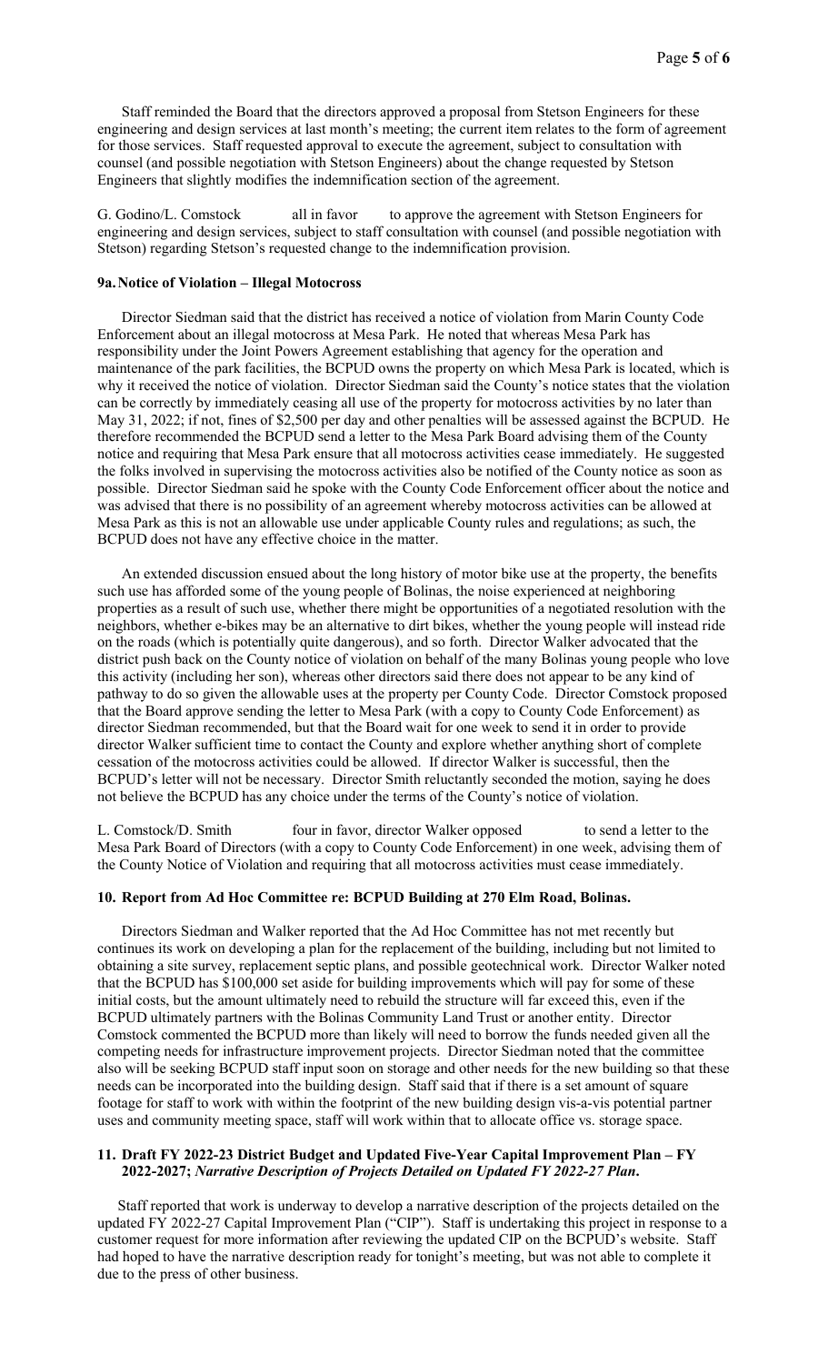Staff reminded the Board that the directors approved a proposal from Stetson Engineers for these engineering and design services at last month's meeting; the current item relates to the form of agreement for those services. Staff requested approval to execute the agreement, subject to consultation with counsel (and possible negotiation with Stetson Engineers) about the change requested by Stetson Engineers that slightly modifies the indemnification section of the agreement.

G. Godino/L. Comstock all in favor to approve the agreement with Stetson Engineers for engineering and design services, subject to staff consultation with counsel (and possible negotiation with Stetson) regarding Stetson's requested change to the indemnification provision.

### 9a. Notice of Violation – Illegal Motocross

Director Siedman said that the district has received a notice of violation from Marin County Code Enforcement about an illegal motocross at Mesa Park. He noted that whereas Mesa Park has responsibility under the Joint Powers Agreement establishing that agency for the operation and maintenance of the park facilities, the BCPUD owns the property on which Mesa Park is located, which is why it received the notice of violation. Director Siedman said the County's notice states that the violation can be correctly by immediately ceasing all use of the property for motocross activities by no later than May 31, 2022; if not, fines of $2,500 per day and other penalties will be assessed against the BCPUD. He therefore recommended the BCPUD send a letter to the Mesa Park Board advising them of the County notice and requiring that Mesa Park ensure that all motocross activities cease immediately. He suggested the folks involved in supervising the motocross activities also be notified of the County notice as soon as possible. Director Siedman said he spoke with the County Code Enforcement officer about the notice and was advised that there is no possibility of an agreement whereby motocross activities can be allowed at Mesa Park as this is not an allowable use under applicable County rules and regulations; as such, the BCPUD does not have any effective choice in the matter.

An extended discussion ensued about the long history of motor bike use at the property, the benefits such use has afforded some of the young people of Bolinas, the noise experienced at neighboring properties as a result of such use, whether there might be opportunities of a negotiated resolution with the neighbors, whether e-bikes may be an alternative to dirt bikes, whether the young people will instead ride on the roads (which is potentially quite dangerous), and so forth. Director Walker advocated that the district push back on the County notice of violation on behalf of the many Bolinas young people who love this activity (including her son), whereas other directors said there does not appear to be any kind of pathway to do so given the allowable uses at the property per County Code. Director Comstock proposed that the Board approve sending the letter to Mesa Park (with a copy to County Code Enforcement) as director Siedman recommended, but that the Board wait for one week to send it in order to provide director Walker sufficient time to contact the County and explore whether anything short of complete cessation of the motocross activities could be allowed. If director Walker is successful, then the BCPUD's letter will not be necessary. Director Smith reluctantly seconded the motion, saying he does not believe the BCPUD has any choice under the terms of the County's notice of violation.

L. Comstock/D. Smith four in favor, director Walker opposed to send a letter to the Mesa Park Board of Directors (with a copy to County Code Enforcement) in one week, advising them of the County Notice of Violation and requiring that all motocross activities must cease immediately.

### 10. Report from Ad Hoc Committee re: BCPUD Building at 270 Elm Road, Bolinas.

Directors Siedman and Walker reported that the Ad Hoc Committee has not met recently but continues its work on developing a plan for the replacement of the building, including but not limited to obtaining a site survey, replacement septic plans, and possible geotechnical work. Director Walker noted that the BCPUD has $100,000 set aside for building improvements which will pay for some of these initial costs, but the amount ultimately need to rebuild the structure will far exceed this, even if the BCPUD ultimately partners with the Bolinas Community Land Trust or another entity. Director Comstock commented the BCPUD more than likely will need to borrow the funds needed given all the competing needs for infrastructure improvement projects. Director Siedman noted that the committee also will be seeking BCPUD staff input soon on storage and other needs for the new building so that these needs can be incorporated into the building design. Staff said that if there is a set amount of square footage for staff to work with within the footprint of the new building design vis-a-vis potential partner uses and community meeting space, staff will work within that to allocate office vs. storage space.

### 11. Draft FY 2022-23 District Budget and Updated Five-Year Capital Improvement Plan – FY 2022-2027; *Narrative Description of Projects Detailed on Updated FY 2022-27 Plan*.

Staff reported that work is underway to develop a narrative description of the projects detailed on the updated FY 2022-27 Capital Improvement Plan ("CIP"). Staff is undertaking this project in response to a customer request for more information after reviewing the updated CIP on the BCPUD's website. Staff had hoped to have the narrative description ready for tonight's meeting, but was not able to complete it due to the press of other business.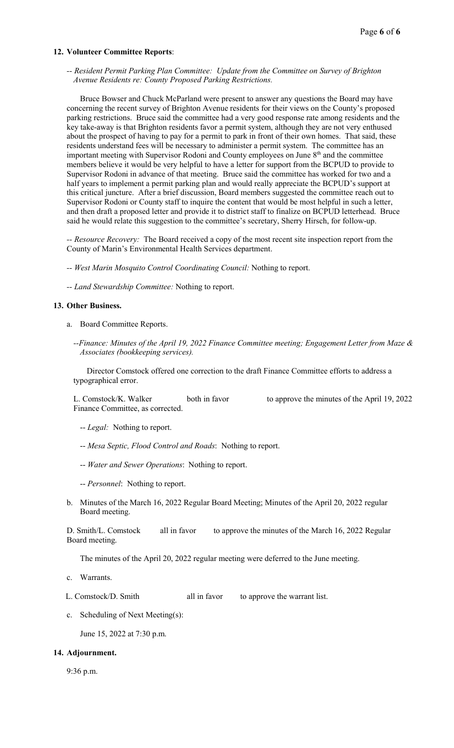**12. Volunteer Committee Reports**:

-- *Resident Permit Parking Plan Committee: Update from the Committee on Survey of Brighton Avenue Residents re: County Proposed Parking Restrictions.*

Bruce Bowser and Chuck McParland were present to answer any questions the Board may have concerning the recent survey of Brighton Avenue residents for their views on the County's proposed parking restrictions. Bruce said the committee had a very good response rate among residents and the key take-away is that Brighton residents favor a permit system, although they are not very enthused about the prospect of having to pay for a permit to park in front of their own homes. That said, these residents understand fees will be necessary to administer a permit system. The committee has an important meeting with Supervisor Rodoni and County employees on June 8th and the committee members believe it would be very helpful to have a letter for support from the BCPUD to provide to Supervisor Rodoni in advance of that meeting. Bruce said the committee has worked for two and a half years to implement a permit parking plan and would really appreciate the BCPUD's support at this critical juncture. After a brief discussion, Board members suggested the committee reach out to Supervisor Rodoni or County staff to inquire the content that would be most helpful in such a letter, and then draft a proposed letter and provide it to district staff to finalize on BCPUD letterhead. Bruce said he would relate this suggestion to the committee's secretary, Sherry Hirsch, for follow-up.

-- *Resource Recovery:* The Board received a copy of the most recent site inspection report from the County of Marin's Environmental Health Services department.

-- *West Marin Mosquito Control Coordinating Council:* Nothing to report.

-- *Land Stewardship Committee:* Nothing to report.

**13. Other Business.**

a. Board Committee Reports.

--*Finance: Minutes of the April 19, 2022 Finance Committee meeting; Engagement Letter from Maze & Associates (bookkeeping services).*

Director Comstock offered one correction to the draft Finance Committee efforts to address a typographical error.

L. Comstock/K. Walker both in favor to approve the minutes of the April 19, 2022 Finance Committee, as corrected.

-- *Legal:* Nothing to report.

-- *Mesa Septic, Flood Control and Roads*: Nothing to report.

-- *Water and Sewer Operations*: Nothing to report.

-- *Personnel*: Nothing to report.

b. Minutes of the March 16, 2022 Regular Board Meeting; Minutes of the April 20, 2022 regular Board meeting.

D. Smith/L. Comstock all in favor to approve the minutes of the March 16, 2022 Regular Board meeting.

The minutes of the April 20, 2022 regular meeting were deferred to the June meeting.

c. Warrants.

L. Comstock/D. Smith all in favor to approve the warrant list.

c. Scheduling of Next Meeting(s):

June 15, 2022 at 7:30 p.m.

**14. Adjournment.**

9:36 p.m.